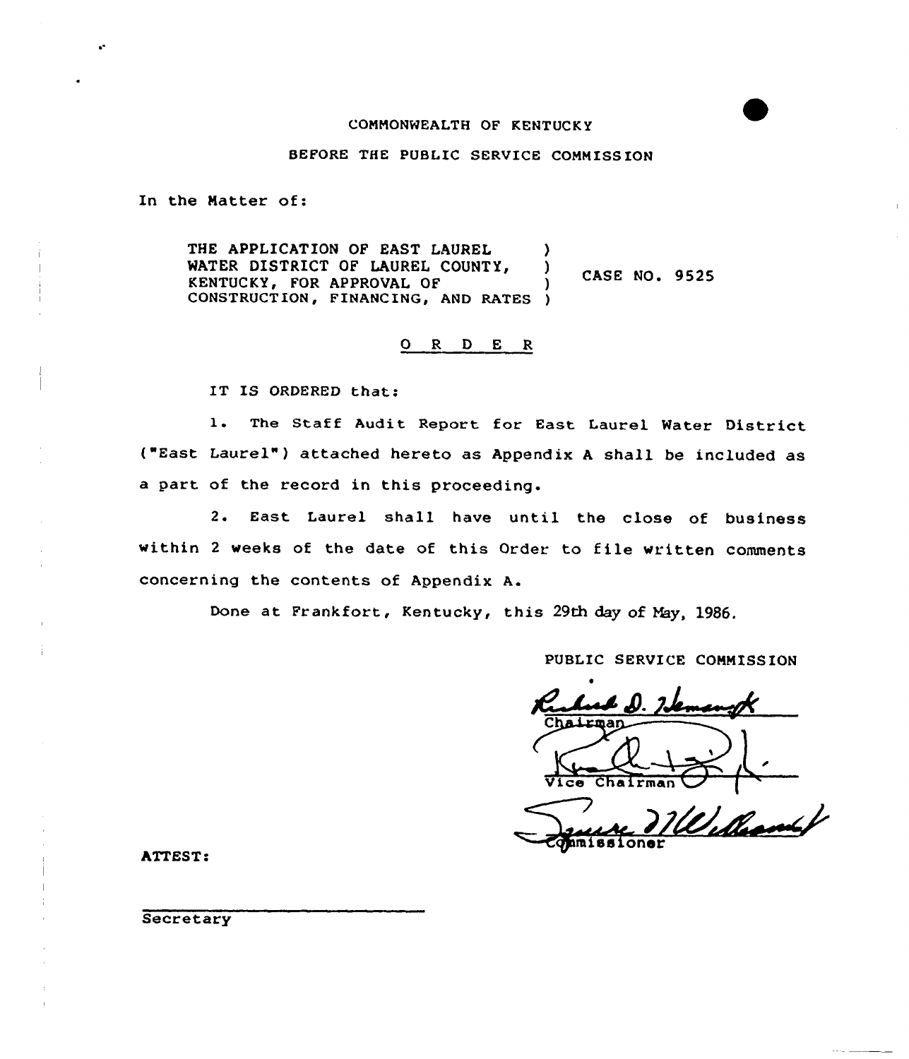COMMONWEALTH OF KENTUCKY

BEFORE THE PUBLIC SERVICE COMMISSION

In the Matter of:

THE APPLICATION OF EAST LAUREL WATER DISTRICT OF LAUREL COUNTY, KENTUCKY, FOR APPROVAL OF CONSTRUCTION, FINANCING, AND RATES ) CASE NO. 9525

O R D E R

IT IS ORDERED that:

1. The Staff Audit Report for East Laurel Water District ("East Laurel") attached hereto as Appendix A shall be included as a part of the record in this proceeding.

2. East Laurel shall have until the close of business within 2 weeks of the date of this Order to file written comments concerning the contents of Appendix A.

Done at Frankfort, Kentucky, this 29th day of May, 1986.

PUBLIC SERVICE COMMISSION

Chairman

Vice Chairman

Commissioner

ATTEST:

Secretary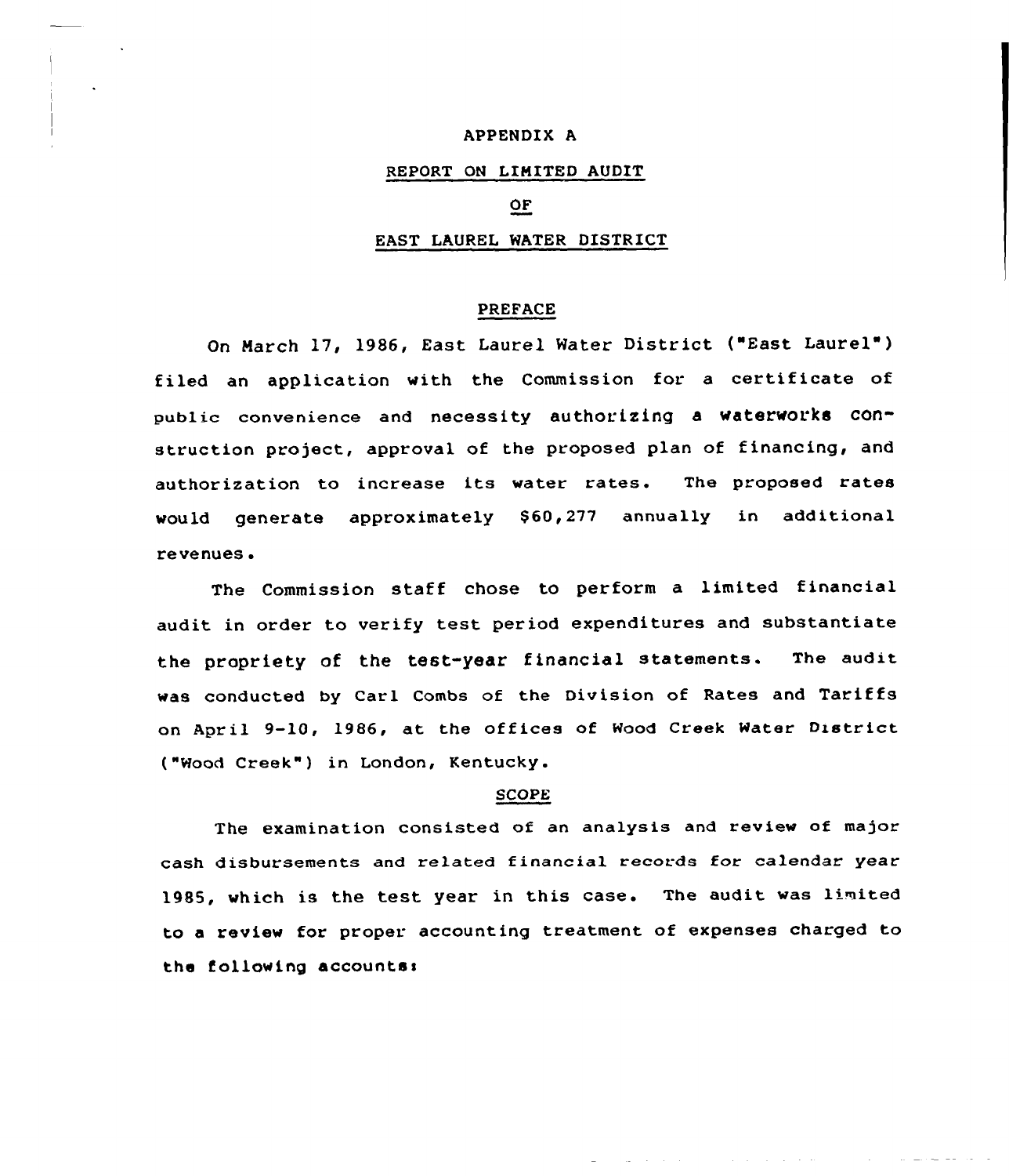# APPENDIX A

## REPORT ON LIMITED AUDIT

## OF

## EAST LAUREL WATER DISTRICT

### PREFACE

On March 17, 1986, East Laurel Water District ("East Laurel") filed an application with the Commission for a certificate of public convenience and necessity authorizing a waterworks construction project, approval of the proposed plan of financing, and authorization to increase its water rates. The proposed rates would generate approximately $60,277 annually in additional revenues.

The Commission staff chose to perform a limited financial audit in order to verify test period expenditures and substantiate the propriety of the test-year financial statements. The audit was conducted by Carl Combs of the Division of Rates and Tariffs on April 9-10, 1986, at the offices of Wood Creek Water District ("Wood Creek") in London, Kentucky.

### SCOPE

The examination consisted of an analysis and review of major cash disbursements and related financial records for calendar year 1985, which is the test year in this case. The audit was limited to a review for proper accounting treatment of expenses charged to the following accounts: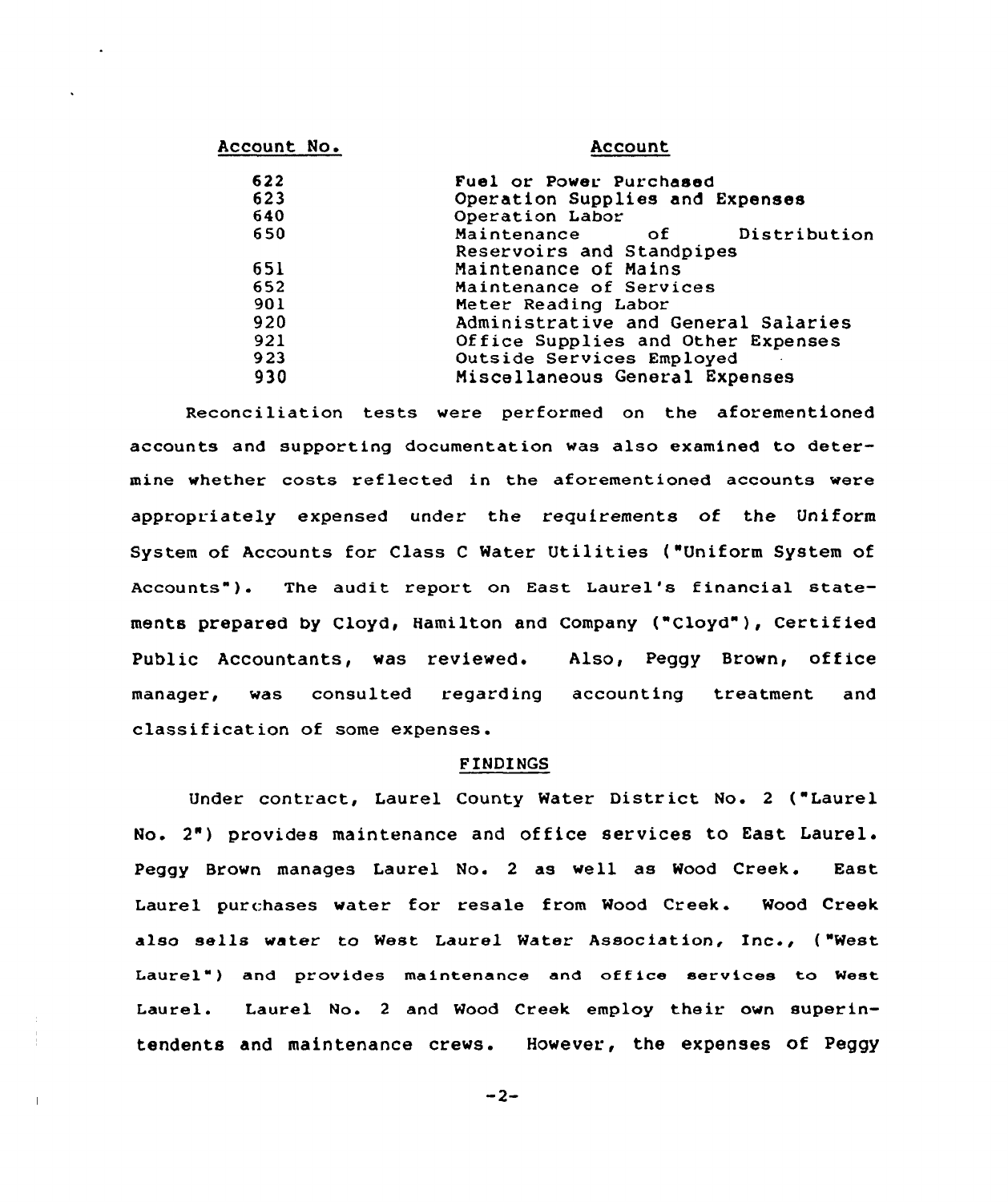| Account No. | Account |
|---|---|
| 622 | Fuel or Power Purchased |
| 623 | Operation Supplies and Expenses |
| 640 | Operation Labor |
| 650 | Maintenance of Distribution Reservoirs and Standpipes |
| 651 | Maintenance of Mains |
| 652 | Maintenance of Services |
| 901 | Meter Reading Labor |
| 920 | Administrative and General Salaries |
| 921 | Office Supplies and Other Expenses |
| 923 | Outside Services Employed |
| 930 | Miscellaneous General Expenses |

Reconciliation tests were performed on the aforementioned accounts and supporting documentation was also examined to determine whether costs reflected in the aforementioned accounts were appropriately expensed under the requirements of the Uniform System of Accounts for Class C Water Utilities ("Uniform System of Accounts"). The audit report on East Laurel's financial statements prepared by Cloyd, Hamilton and Company ("Cloyd"), Certified Public Accountants, was reviewed. Also, Peggy Brown, office manager, was consulted regarding accounting treatment and classification of some expenses.

## FINDINGS

Under contract, Laurel County Water District No. 2 ("Laurel No. 2") provides maintenance and office services to East Laurel. Peggy Brown manages Laurel No. 2 as well as Wood Creek. East Laurel purchases water for resale from Wood Creek. Wood Creek also sells water to West Laurel Water Association, Inc., ("West Laurel") and provides maintenance and office services to West Laurel. Laurel No. 2 and Wood Creek employ their own superintendents and maintenance crews. However, the expenses of Peggy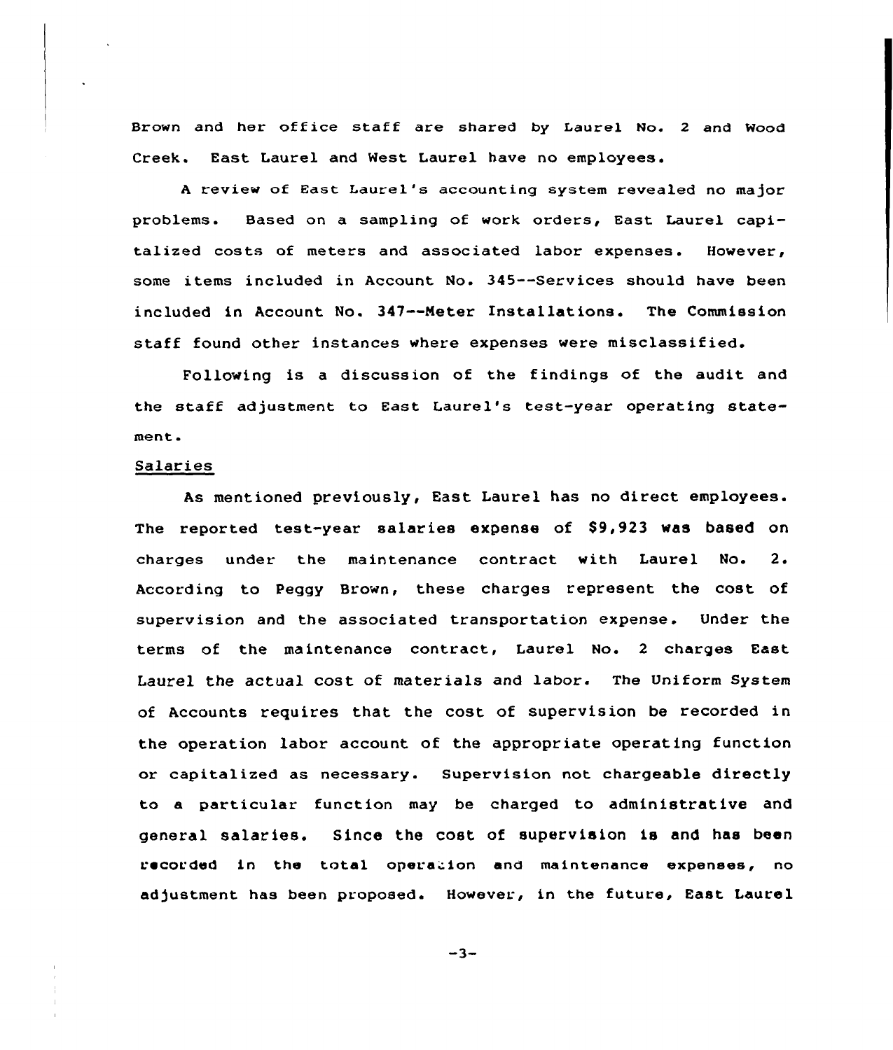Brown and her office staff are shared by Laurel No. 2 and Wood Creek. East Laurel and West Laurel have no employees.

A review of East Laurel's accounting system revealed no major problems. Based on a sampling of work orders, East Laurel capitalized costs of meters and associated labor expenses. However, some items included in Account No. 345--Services should have been included in Account No. 347--Meter Installations. The Commission staff found other instances where expenses were misclassified.

Following is a discussion of the findings of the audit and the staff adjustment to East Laurel's test-year operating statement.

Salaries

As mentioned previously, East Laurel has no direct employees. The reported test-year salaries expense of $9,923 was based on charges under the maintenance contract with Laurel No. 2. According to Peggy Brown, these charges represent the cost of supervision and the associated transportation expense. Under the terms of the maintenance contract, Laurel No. 2 charges East Laurel the actual cost of materials and labor. The Uniform System of Accounts requires that the cost of supervision be recorded in the operation labor account of the appropriate operating function or capitalized as necessary. Supervision not chargeable directly to a particular function may be charged to administrative and general salaries. Since the cost of supervision is and has been recorded in the total operation and maintenance expenses, no adjustment has been proposed. However, in the future, East Laurel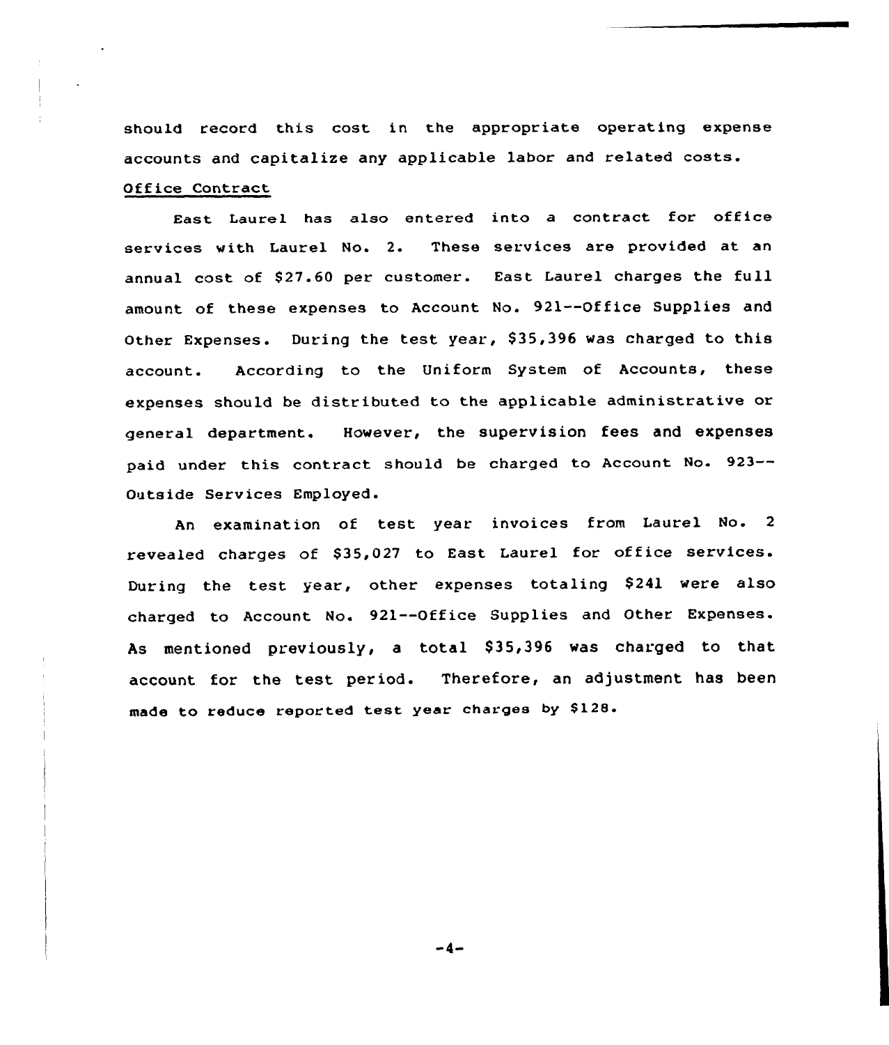should record this cost in the appropriate operating expense accounts and capitalize any applicable labor and related costs.

Office Contract

East Laurel has also entered into a contract for office services with Laurel No. 2. These services are provided at an annual cost of $27.60 per customer. East Laurel charges the full amount of these expenses to Account No. 921--Office Supplies and Other Expenses. During the test year, $35,396 was charged to this account. According to the Uniform System of Accounts, these expenses should be distributed to the applicable administrative or general department. However, the supervision fees and expenses paid under this contract should be charged to Account No. 923--Outside Services Employed.

An examination of test year invoices from Laurel No. 2 revealed charges of $35,027 to East Laurel for office services. During the test year, other expenses totaling $241 were also charged to Account No. 921--Office Supplies and Other Expenses. As mentioned previously, a total $35,396 was charged to that account for the test period. Therefore, an adjustment has been made to reduce reported test year charges by $128.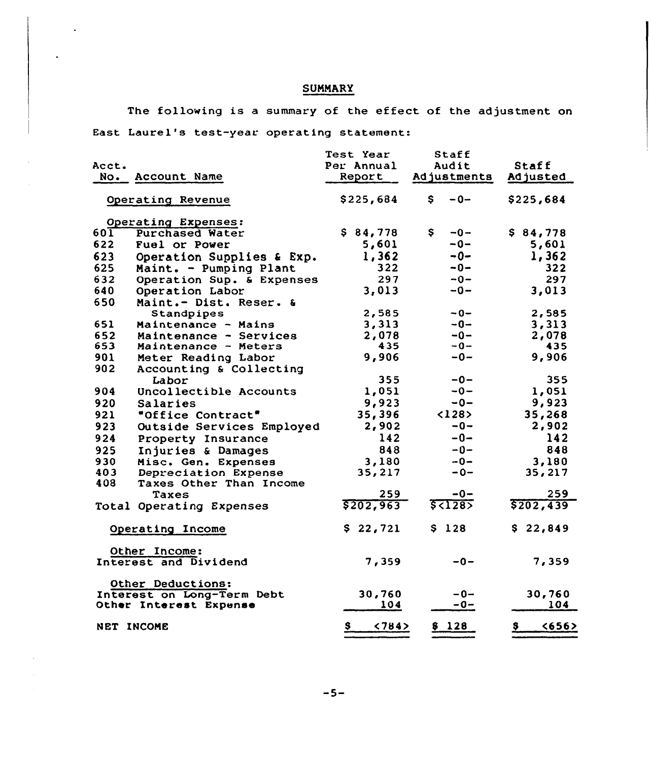## SUMMARY

The following is a summary of the effect of the adjustment on East Laurel's test-year operating statement:

| Acct. No. | Account Name | Test Year Per Annual Report | Staff Audit Adjustments | Staff Adjusted |
|---|---|---|---|---|
| | Operating Revenue | $225,684 | $ -0- | $225,684 |
| | Operating Expenses: | | | |
| 601 | Purchased Water | $ 84,778 | $ -0- | $ 84,778 |
| 622 | Fuel or Power | 5,601 | -0- | 5,601 |
| 623 | Operation Supplies & Exp. | 1,362 | -0- | 1,362 |
| 625 | Maint. - Pumping Plant | 322 | -0- | 322 |
| 632 | Operation Sup. & Expenses | 297 | -0- | 297 |
| 640 | Operation Labor | 3,013 | -0- | 3,013 |
| 650 | Maint.- Dist. Reser. & Standpipes | 2,585 | -0- | 2,585 |
| 651 | Maintenance - Mains | 3,313 | -0- | 3,313 |
| 652 | Maintenance - Services | 2,078 | -0- | 2,078 |
| 653 | Maintenance - Meters | 435 | -0- | 435 |
| 901 | Meter Reading Labor | 9,906 | -0- | 9,906 |
| 902 | Accounting & Collecting Labor | 355 | -0- | 355 |
| 904 | Uncollectible Accounts | 1,051 | -0- | 1,051 |
| 920 | Salaries | 9,923 | -0- | 9,923 |
| 921 | "Office Contract" | 35,396 | <128> | 35,268 |
| 923 | Outside Services Employed | 2,902 | -0- | 2,902 |
| 924 | Property Insurance | 142 | -0- | 142 |
| 925 | Injuries & Damages | 848 | -0- | 848 |
| 930 | Misc. Gen. Expenses | 3,180 | -0- | 3,180 |
| 403 | Depreciation Expense | 35,217 | -0- | 35,217 |
| 408 | Taxes Other Than Income Taxes | 259 | -0- | 259 |
| | Total Operating Expenses | $202,963 | $<128> | $202,439 |
| | Operating Income | $ 22,721 | $ 128 | $ 22,849 |
| | Other Income: | | | |
| | Interest and Dividend | 7,359 | -0- | 7,359 |
| | Other Deductions: | | | |
| | Interest on Long-Term Debt | 30,760 | -0- | 30,760 |
| | Other Interest Expense | 104 | -0- | 104 |
| | NET INCOME | $ <784> | $ 128 | $ <656> |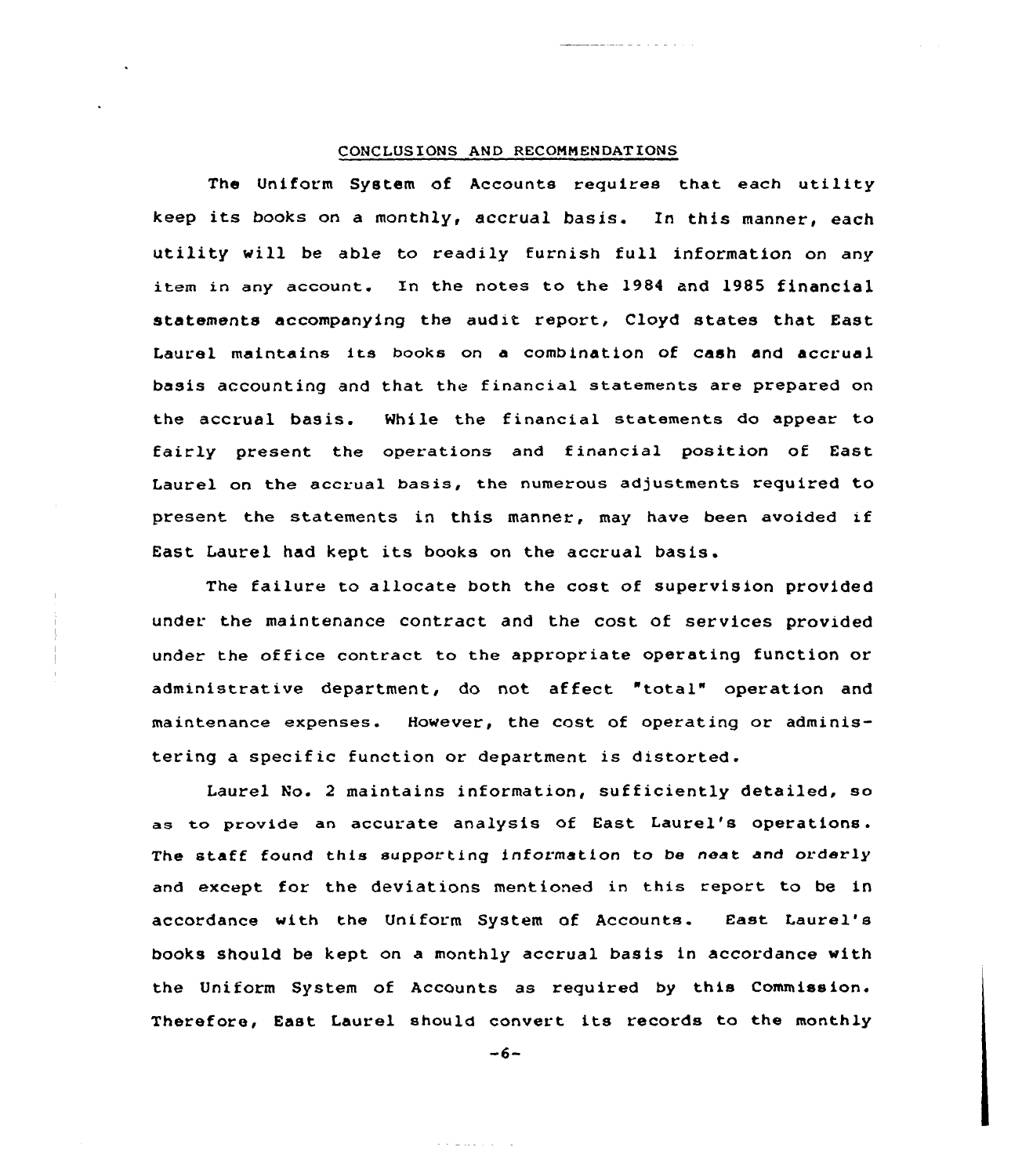## CONCLUSIONS AND RECOMMENDATIONS

The Uniform System of Accounts requires that each utility keep its books on a monthly, accrual basis. In this manner, each utility will be able to readily furnish full information on any item in any account. In the notes to the 1984 and 1985 financial statements accompanying the audit report, Cloyd states that East Laurel maintains its books on a combination of cash and accrual basis accounting and that the financial statements are prepared on the accrual basis. While the financial statements do appear to fairly present the operations and financial position of East Laurel on the accrual basis, the numerous adjustments required to present the statements in this manner, may have been avoided if East Laurel had kept its books on the accrual basis.

The failure to allocate both the cost of supervision provided under the maintenance contract and the cost of services provided under the office contract to the appropriate operating function or administrative department, do not affect "total" operation and maintenance expenses. However, the cost of operating or administering a specific function or department is distorted.

Laurel No. 2 maintains information, sufficiently detailed, so as to provide an accurate analysis of East Laurel's operations. The staff found this supporting information to be neat and orderly and except for the deviations mentioned in this report to be in accordance with the Uniform System of Accounts. East Laurel's books should be kept on a monthly accrual basis in accordance with the Uniform System of Accounts as required by this Commission. Therefore, East Laurel should convert its records to the monthly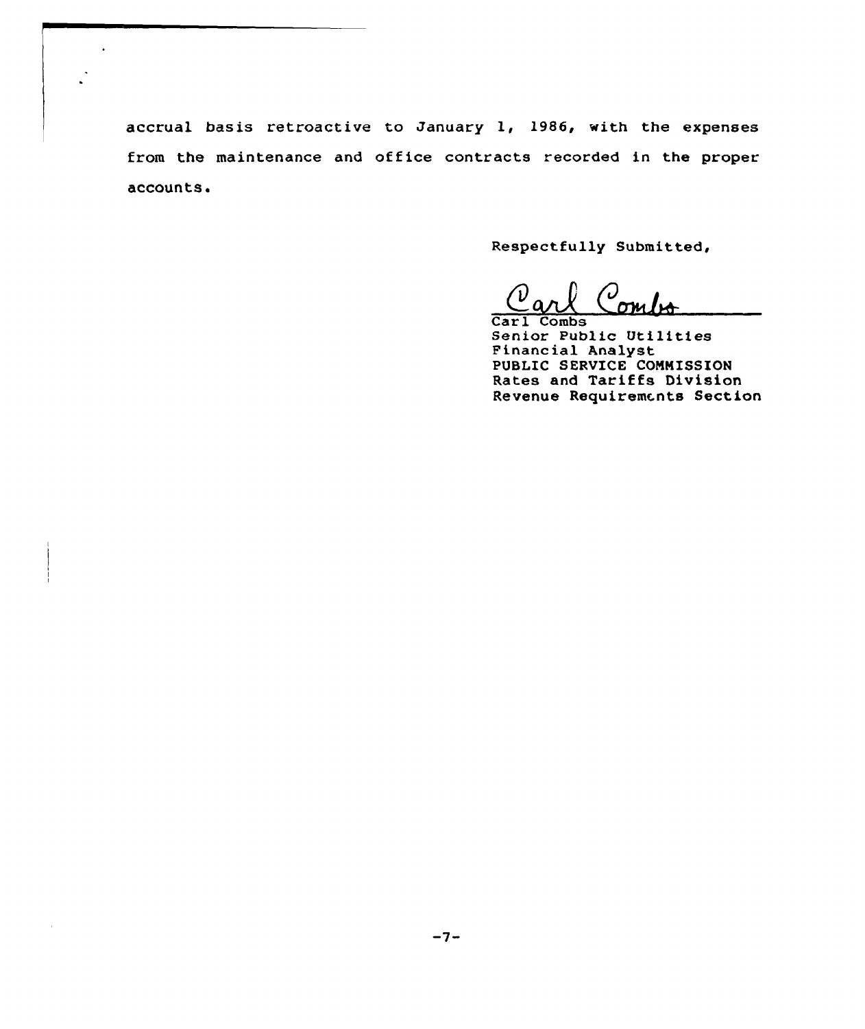accrual basis retroactive to January 1, 1986, with the expenses from the maintenance and office contracts recorded in the proper accounts.

Respectfully Submitted,

Carl Combs

Carl Combs
Senior Public Utilities Financial Analyst
PUBLIC SERVICE COMMISSION
Rates and Tariffs Division
Revenue Requirements Section